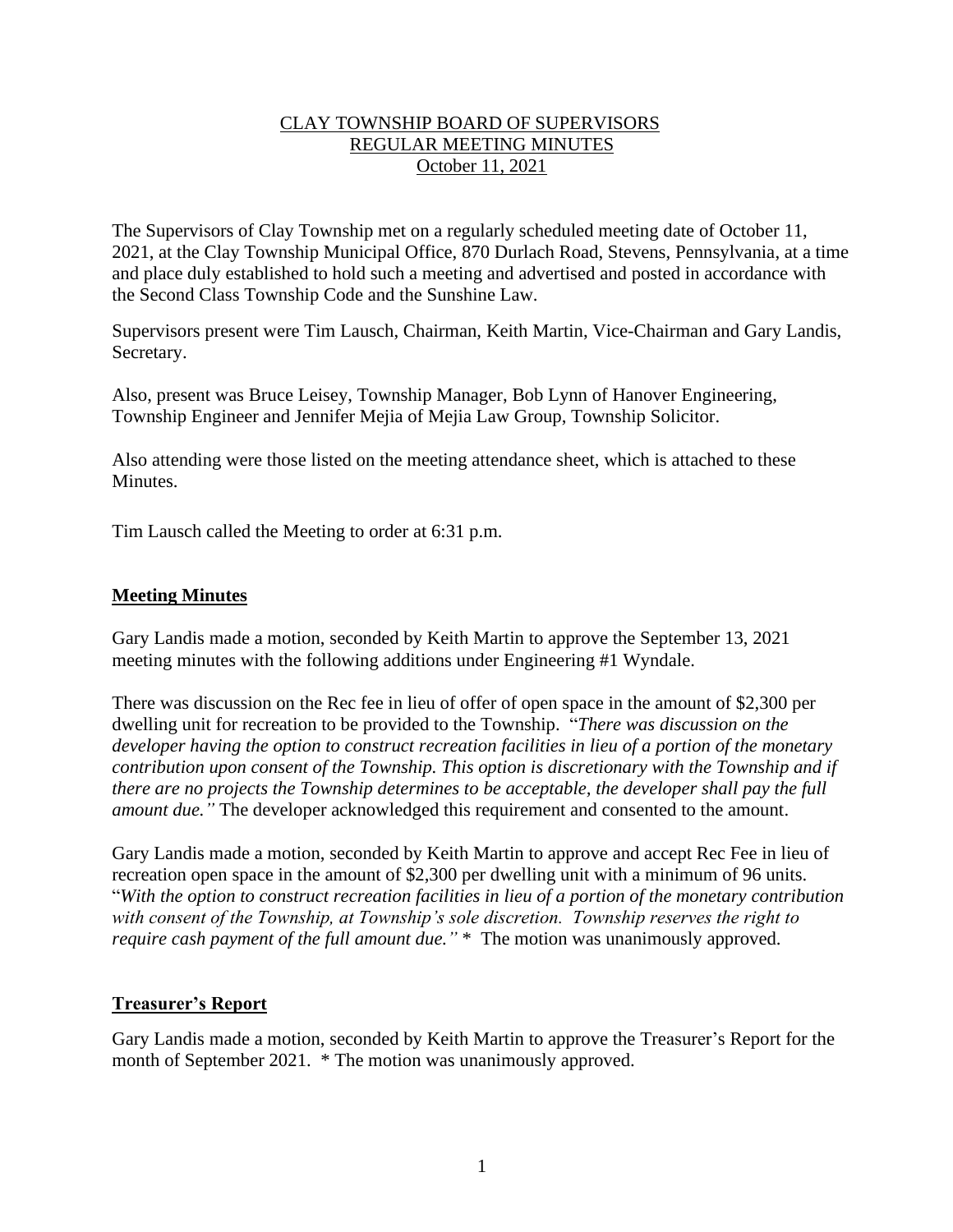CLAY TOWNSHIP BOARD OF SUPERVISORS
REGULAR MEETING MINUTES
October 11, 2021

The Supervisors of Clay Township met on a regularly scheduled meeting date of October 11, 2021, at the Clay Township Municipal Office, 870 Durlach Road, Stevens, Pennsylvania, at a time and place duly established to hold such a meeting and advertised and posted in accordance with the Second Class Township Code and the Sunshine Law.

Supervisors present were Tim Lausch, Chairman, Keith Martin, Vice-Chairman and Gary Landis, Secretary.

Also, present was Bruce Leisey, Township Manager, Bob Lynn of Hanover Engineering, Township Engineer and Jennifer Mejia of Mejia Law Group, Township Solicitor.

Also attending were those listed on the meeting attendance sheet, which is attached to these Minutes.

Tim Lausch called the Meeting to order at 6:31 p.m.

## **Meeting Minutes**

Gary Landis made a motion, seconded by Keith Martin to approve the September 13, 2021 meeting minutes with the following additions under Engineering #1 Wyndale.

There was discussion on the Rec fee in lieu of offer of open space in the amount of $2,300 per dwelling unit for recreation to be provided to the Township. "*There was discussion on the developer having the option to construct recreation facilities in lieu of a portion of the monetary contribution upon consent of the Township. This option is discretionary with the Township and if there are no projects the Township determines to be acceptable, the developer shall pay the full amount due."* The developer acknowledged this requirement and consented to the amount.

Gary Landis made a motion, seconded by Keith Martin to approve and accept Rec Fee in lieu of recreation open space in the amount of $2,300 per dwelling unit with a minimum of 96 units. "*With the option to construct recreation facilities in lieu of a portion of the monetary contribution with consent of the Township, at Township's sole discretion. Township reserves the right to require cash payment of the full amount due."* * The motion was unanimously approved.

## **Treasurer's Report**

Gary Landis made a motion, seconded by Keith Martin to approve the Treasurer's Report for the month of September 2021. * The motion was unanimously approved.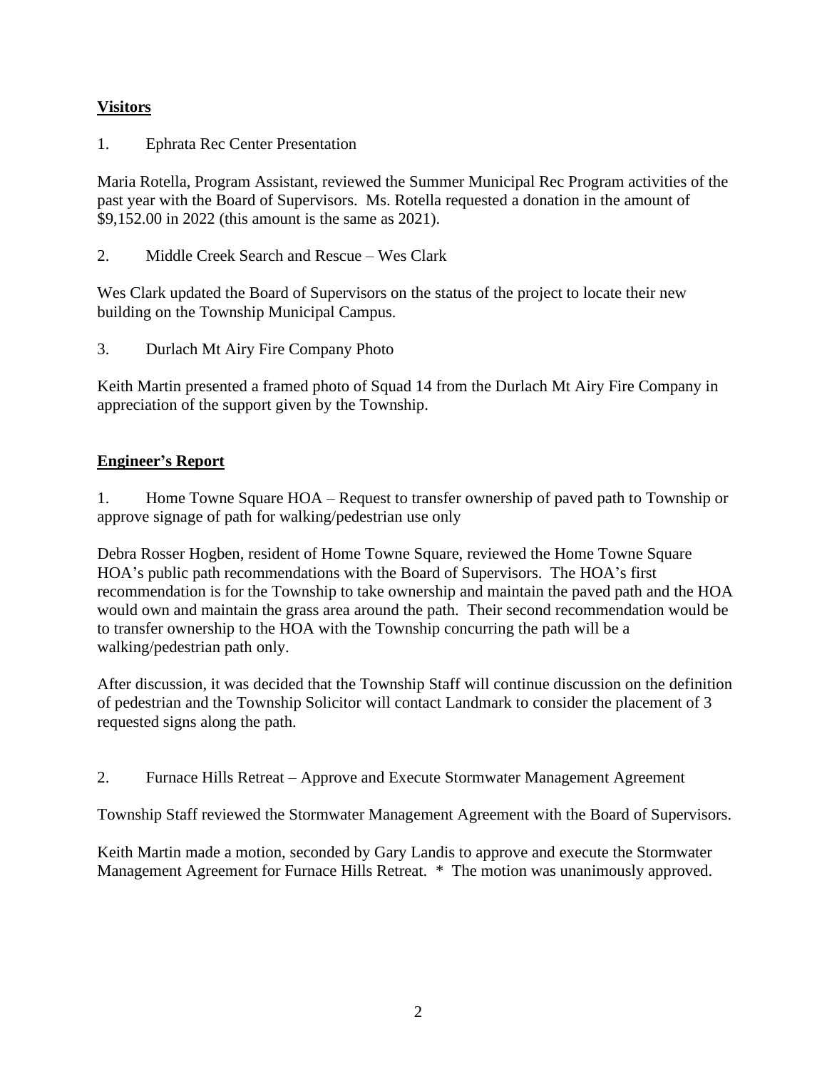## Visitors

1. Ephrata Rec Center Presentation

Maria Rotella, Program Assistant, reviewed the Summer Municipal Rec Program activities of the past year with the Board of Supervisors. Ms. Rotella requested a donation in the amount of $9,152.00 in 2022 (this amount is the same as 2021).

2. Middle Creek Search and Rescue – Wes Clark

Wes Clark updated the Board of Supervisors on the status of the project to locate their new building on the Township Municipal Campus.

3. Durlach Mt Airy Fire Company Photo

Keith Martin presented a framed photo of Squad 14 from the Durlach Mt Airy Fire Company in appreciation of the support given by the Township.

## Engineer's Report

1. Home Towne Square HOA – Request to transfer ownership of paved path to Township or approve signage of path for walking/pedestrian use only

Debra Rosser Hogben, resident of Home Towne Square, reviewed the Home Towne Square HOA's public path recommendations with the Board of Supervisors. The HOA's first recommendation is for the Township to take ownership and maintain the paved path and the HOA would own and maintain the grass area around the path. Their second recommendation would be to transfer ownership to the HOA with the Township concurring the path will be a walking/pedestrian path only.

After discussion, it was decided that the Township Staff will continue discussion on the definition of pedestrian and the Township Solicitor will contact Landmark to consider the placement of 3 requested signs along the path.

2. Furnace Hills Retreat – Approve and Execute Stormwater Management Agreement

Township Staff reviewed the Stormwater Management Agreement with the Board of Supervisors.

Keith Martin made a motion, seconded by Gary Landis to approve and execute the Stormwater Management Agreement for Furnace Hills Retreat. * The motion was unanimously approved.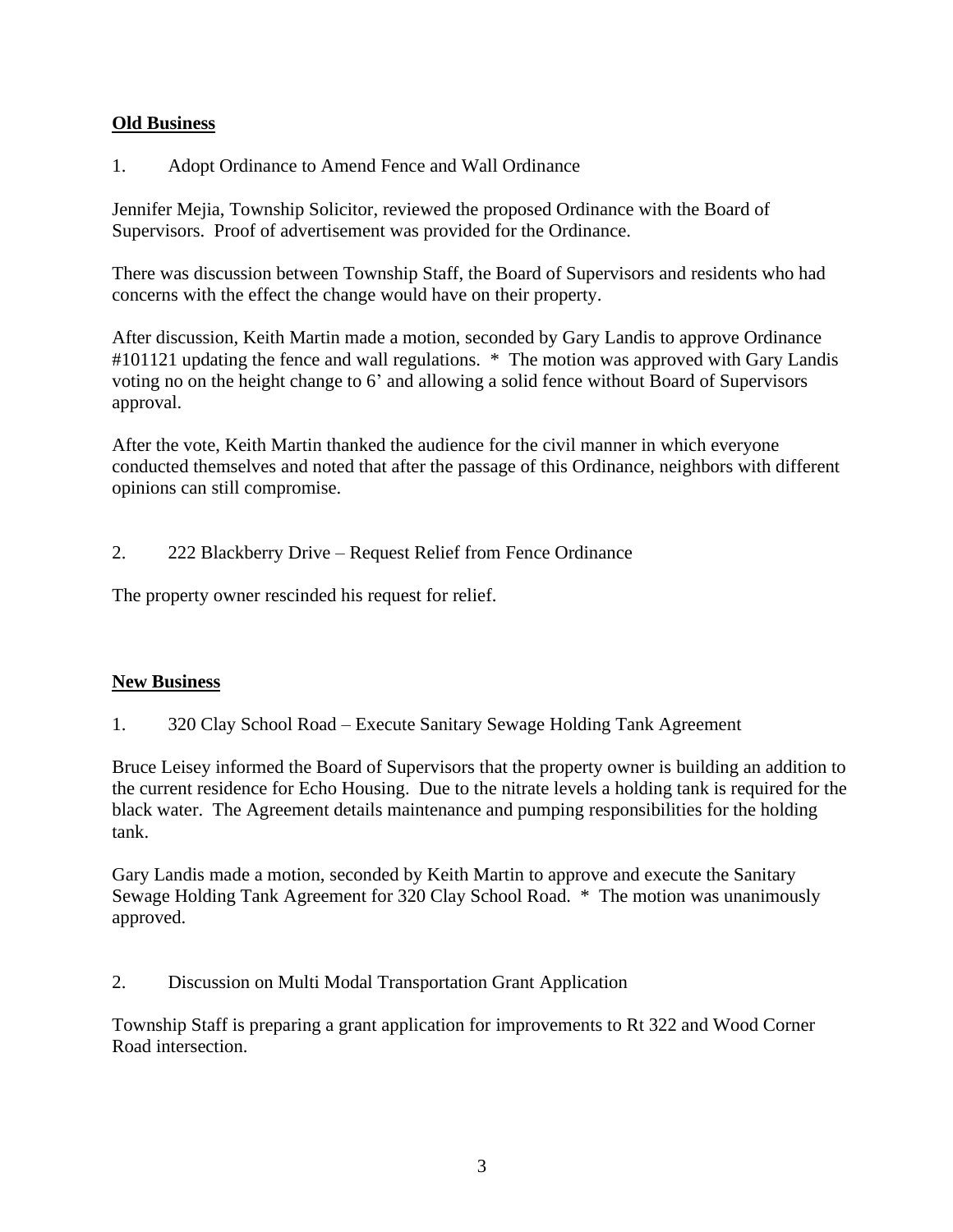**Old Business**

1. Adopt Ordinance to Amend Fence and Wall Ordinance

Jennifer Mejia, Township Solicitor, reviewed the proposed Ordinance with the Board of Supervisors. Proof of advertisement was provided for the Ordinance.

There was discussion between Township Staff, the Board of Supervisors and residents who had concerns with the effect the change would have on their property.

After discussion, Keith Martin made a motion, seconded by Gary Landis to approve Ordinance #101121 updating the fence and wall regulations. * The motion was approved with Gary Landis voting no on the height change to 6' and allowing a solid fence without Board of Supervisors approval.

After the vote, Keith Martin thanked the audience for the civil manner in which everyone conducted themselves and noted that after the passage of this Ordinance, neighbors with different opinions can still compromise.

2. 222 Blackberry Drive – Request Relief from Fence Ordinance

The property owner rescinded his request for relief.

**New Business**

1. 320 Clay School Road – Execute Sanitary Sewage Holding Tank Agreement

Bruce Leisey informed the Board of Supervisors that the property owner is building an addition to the current residence for Echo Housing. Due to the nitrate levels a holding tank is required for the black water. The Agreement details maintenance and pumping responsibilities for the holding tank.

Gary Landis made a motion, seconded by Keith Martin to approve and execute the Sanitary Sewage Holding Tank Agreement for 320 Clay School Road. * The motion was unanimously approved.

2. Discussion on Multi Modal Transportation Grant Application

Township Staff is preparing a grant application for improvements to Rt 322 and Wood Corner Road intersection.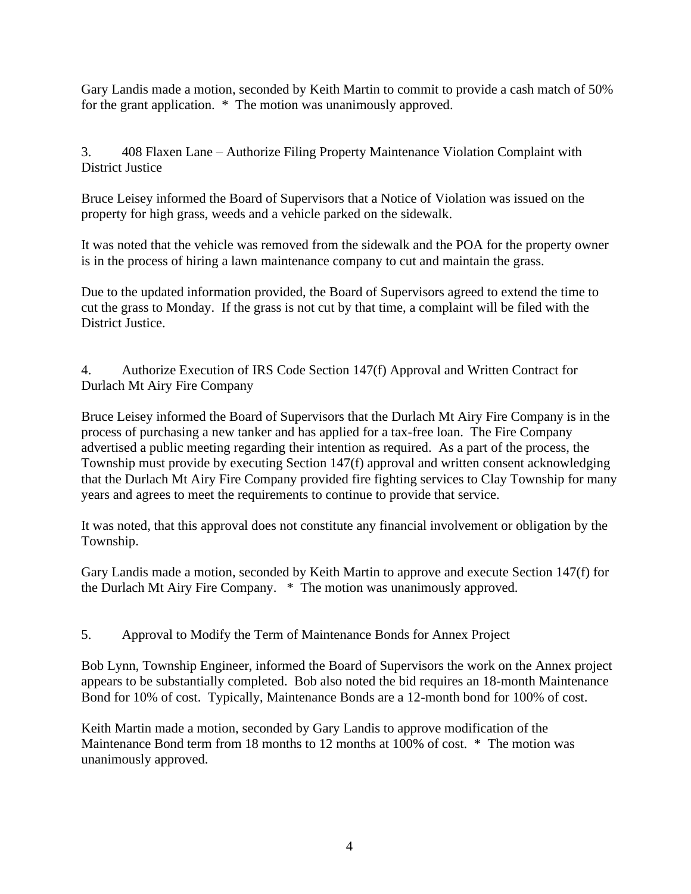Gary Landis made a motion, seconded by Keith Martin to commit to provide a cash match of 50% for the grant application. * The motion was unanimously approved.

3. 408 Flaxen Lane – Authorize Filing Property Maintenance Violation Complaint with District Justice

Bruce Leisey informed the Board of Supervisors that a Notice of Violation was issued on the property for high grass, weeds and a vehicle parked on the sidewalk.

It was noted that the vehicle was removed from the sidewalk and the POA for the property owner is in the process of hiring a lawn maintenance company to cut and maintain the grass.

Due to the updated information provided, the Board of Supervisors agreed to extend the time to cut the grass to Monday. If the grass is not cut by that time, a complaint will be filed with the District Justice.

4. Authorize Execution of IRS Code Section 147(f) Approval and Written Contract for Durlach Mt Airy Fire Company

Bruce Leisey informed the Board of Supervisors that the Durlach Mt Airy Fire Company is in the process of purchasing a new tanker and has applied for a tax-free loan. The Fire Company advertised a public meeting regarding their intention as required. As a part of the process, the Township must provide by executing Section 147(f) approval and written consent acknowledging that the Durlach Mt Airy Fire Company provided fire fighting services to Clay Township for many years and agrees to meet the requirements to continue to provide that service.

It was noted, that this approval does not constitute any financial involvement or obligation by the Township.

Gary Landis made a motion, seconded by Keith Martin to approve and execute Section 147(f) for the Durlach Mt Airy Fire Company. * The motion was unanimously approved.

5. Approval to Modify the Term of Maintenance Bonds for Annex Project

Bob Lynn, Township Engineer, informed the Board of Supervisors the work on the Annex project appears to be substantially completed. Bob also noted the bid requires an 18-month Maintenance Bond for 10% of cost. Typically, Maintenance Bonds are a 12-month bond for 100% of cost.

Keith Martin made a motion, seconded by Gary Landis to approve modification of the Maintenance Bond term from 18 months to 12 months at 100% of cost. * The motion was unanimously approved.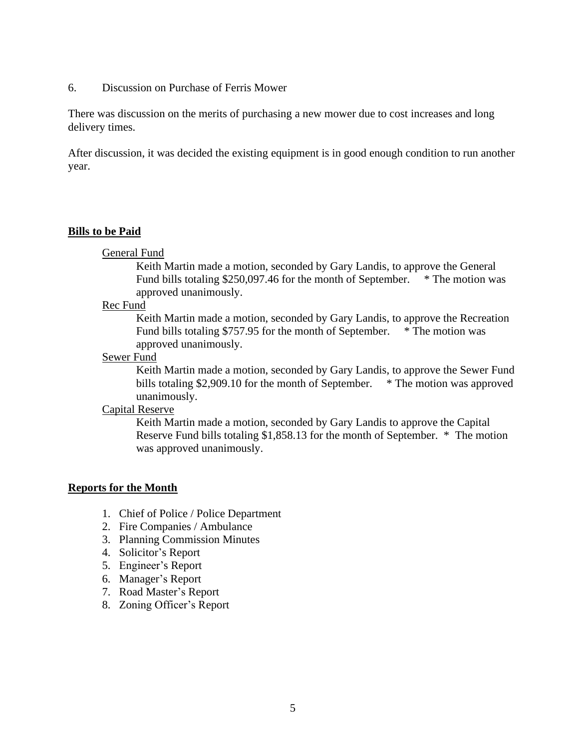6. Discussion on Purchase of Ferris Mower

There was discussion on the merits of purchasing a new mower due to cost increases and long delivery times.

After discussion, it was decided the existing equipment is in good enough condition to run another year.

**Bills to be Paid**

General Fund

Keith Martin made a motion, seconded by Gary Landis, to approve the General Fund bills totaling $250,097.46 for the month of September. * The motion was approved unanimously.

Rec Fund

Keith Martin made a motion, seconded by Gary Landis, to approve the Recreation Fund bills totaling $757.95 for the month of September. * The motion was approved unanimously.

Sewer Fund

Keith Martin made a motion, seconded by Gary Landis, to approve the Sewer Fund bills totaling $2,909.10 for the month of September. * The motion was approved unanimously.

Capital Reserve

Keith Martin made a motion, seconded by Gary Landis to approve the Capital Reserve Fund bills totaling $1,858.13 for the month of September. * The motion was approved unanimously.

**Reports for the Month**

1. Chief of Police / Police Department
2. Fire Companies / Ambulance
3. Planning Commission Minutes
4. Solicitor's Report
5. Engineer's Report
6. Manager's Report
7. Road Master's Report
8. Zoning Officer's Report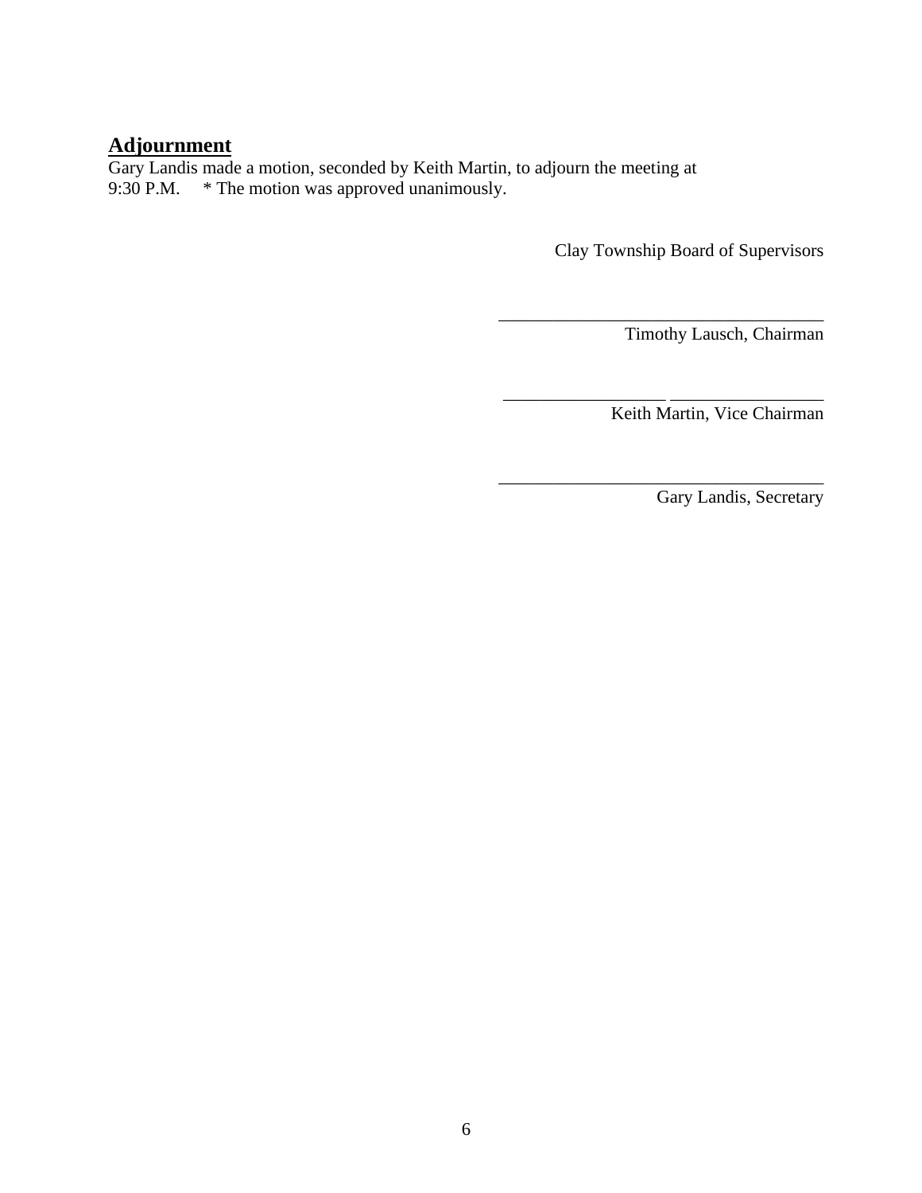## Adjournment

Gary Landis made a motion, seconded by Keith Martin, to adjourn the meeting at 9:30 P.M. * The motion was approved unanimously.

Clay Township Board of Supervisors

_____________________________________
Timothy Lausch, Chairman

__________________ ________________
Keith Martin, Vice Chairman

_____________________________________
Gary Landis, Secretary